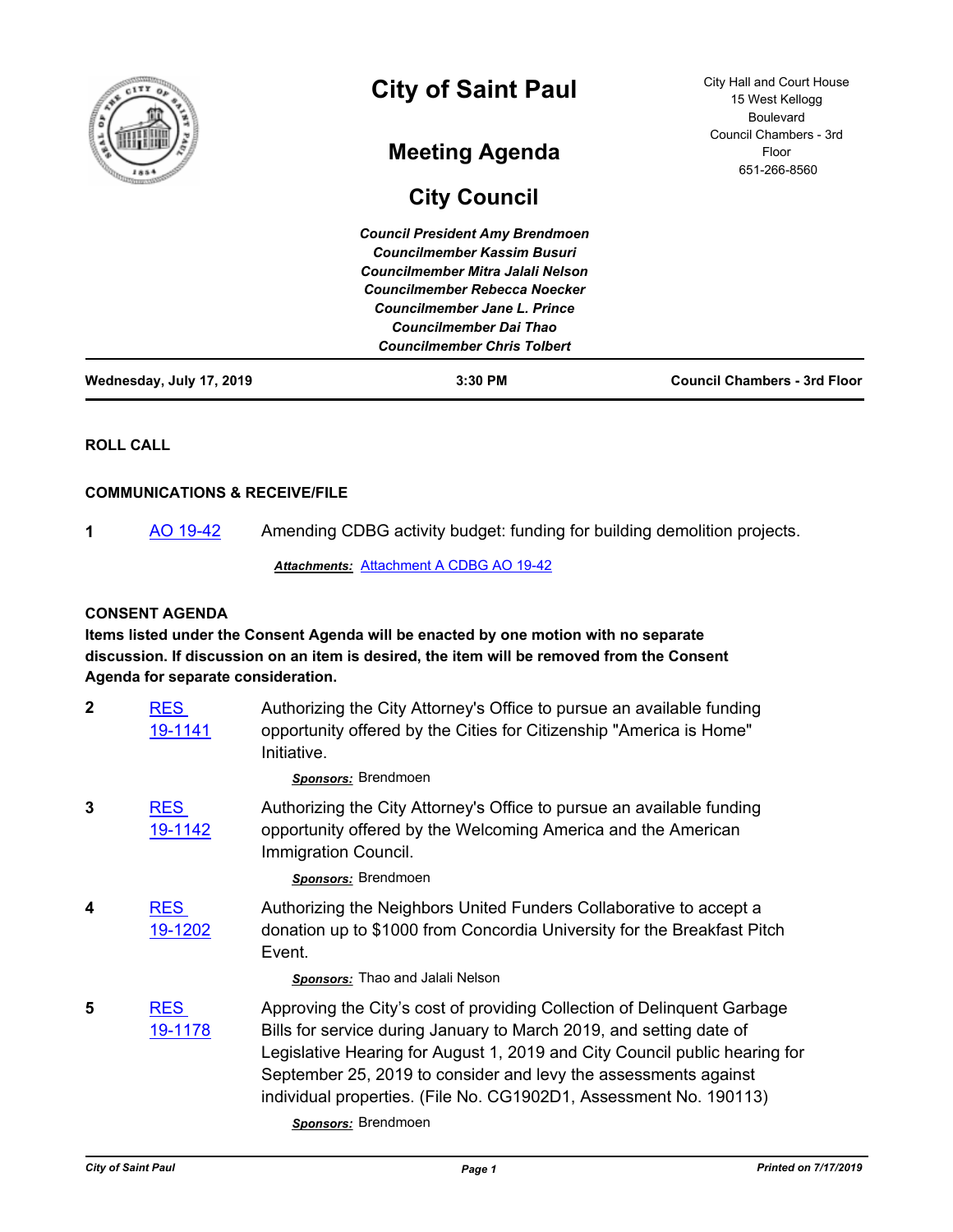# City of Saint Paul

## Meeting Agenda

## City Council

City Hall and Court House
15 West Kellogg Boulevard
Council Chambers - 3rd Floor
651-266-8560

***Council President Amy Brendmoen***
***Councilmember Kassim Busuri***
***Councilmember Mitra Jalali Nelson***
***Councilmember Rebecca Noecker***
***Councilmember Jane L. Prince***
***Councilmember Dai Thao***
***Councilmember Chris Tolbert***

**Wednesday, July 17, 2019** | **3:30 PM** | **Council Chambers - 3rd Floor**

### ROLL CALL

### COMMUNICATIONS & RECEIVE/FILE

**1** AO 19-42 — Amending CDBG activity budget: funding for building demolition projects.

***Attachments:*** Attachment A CDBG AO 19-42

### CONSENT AGENDA

**Items listed under the Consent Agenda will be enacted by one motion with no separate discussion. If discussion on an item is desired, the item will be removed from the Consent Agenda for separate consideration.**

**2** RES 19-1141 — Authorizing the City Attorney's Office to pursue an available funding opportunity offered by the Cities for Citizenship "America is Home" Initiative.

***Sponsors:*** Brendmoen

**3** RES 19-1142 — Authorizing the City Attorney's Office to pursue an available funding opportunity offered by the Welcoming America and the American Immigration Council.

***Sponsors:*** Brendmoen

**4** RES 19-1202 — Authorizing the Neighbors United Funders Collaborative to accept a donation up to $1000 from Concordia University for the Breakfast Pitch Event.

***Sponsors:*** Thao and Jalali Nelson

**5** RES 19-1178 — Approving the City's cost of providing Collection of Delinquent Garbage Bills for service during January to March 2019, and setting date of Legislative Hearing for August 1, 2019 and City Council public hearing for September 25, 2019 to consider and levy the assessments against individual properties. (File No. CG1902D1, Assessment No. 190113)

***Sponsors:*** Brendmoen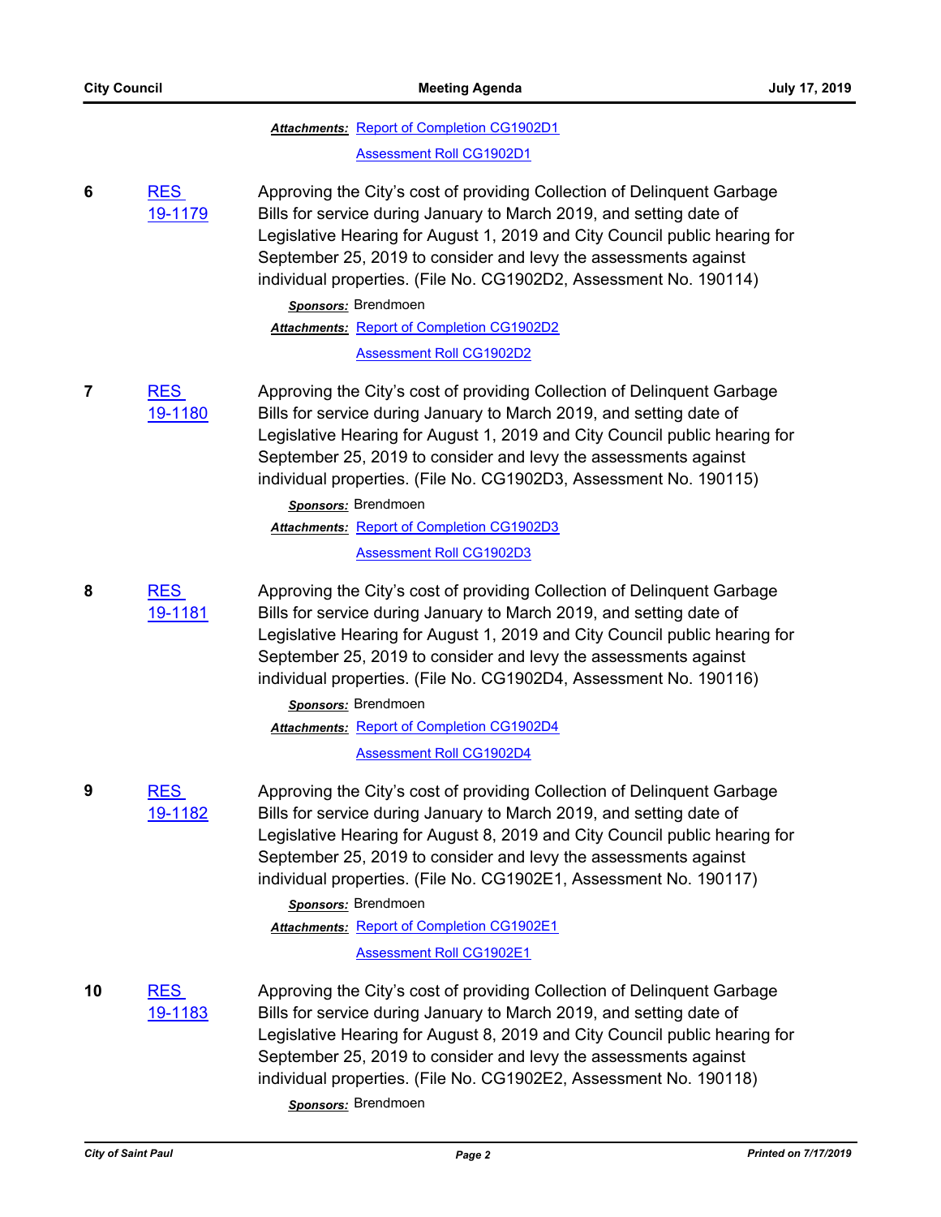***Attachments:*** Report of Completion CG1902D1

Assessment Roll CG1902D1

**6** RES 19-1179

Approving the City's cost of providing Collection of Delinquent Garbage Bills for service during January to March 2019, and setting date of Legislative Hearing for August 1, 2019 and City Council public hearing for September 25, 2019 to consider and levy the assessments against individual properties. (File No. CG1902D2, Assessment No. 190114)

***Sponsors:*** Brendmoen

***Attachments:*** Report of Completion CG1902D2

Assessment Roll CG1902D2

**7** RES 19-1180

Approving the City's cost of providing Collection of Delinquent Garbage Bills for service during January to March 2019, and setting date of Legislative Hearing for August 1, 2019 and City Council public hearing for September 25, 2019 to consider and levy the assessments against individual properties. (File No. CG1902D3, Assessment No. 190115)

***Sponsors:*** Brendmoen

***Attachments:*** Report of Completion CG1902D3

Assessment Roll CG1902D3

**8** RES 19-1181

Approving the City's cost of providing Collection of Delinquent Garbage Bills for service during January to March 2019, and setting date of Legislative Hearing for August 1, 2019 and City Council public hearing for September 25, 2019 to consider and levy the assessments against individual properties. (File No. CG1902D4, Assessment No. 190116)

***Sponsors:*** Brendmoen

***Attachments:*** Report of Completion CG1902D4

Assessment Roll CG1902D4

**9** RES 19-1182

Approving the City's cost of providing Collection of Delinquent Garbage Bills for service during January to March 2019, and setting date of Legislative Hearing for August 8, 2019 and City Council public hearing for September 25, 2019 to consider and levy the assessments against individual properties. (File No. CG1902E1, Assessment No. 190117)

***Sponsors:*** Brendmoen

***Attachments:*** Report of Completion CG1902E1

Assessment Roll CG1902E1

**10** RES 19-1183

Approving the City's cost of providing Collection of Delinquent Garbage Bills for service during January to March 2019, and setting date of Legislative Hearing for August 8, 2019 and City Council public hearing for September 25, 2019 to consider and levy the assessments against individual properties. (File No. CG1902E2, Assessment No. 190118)

***Sponsors:*** Brendmoen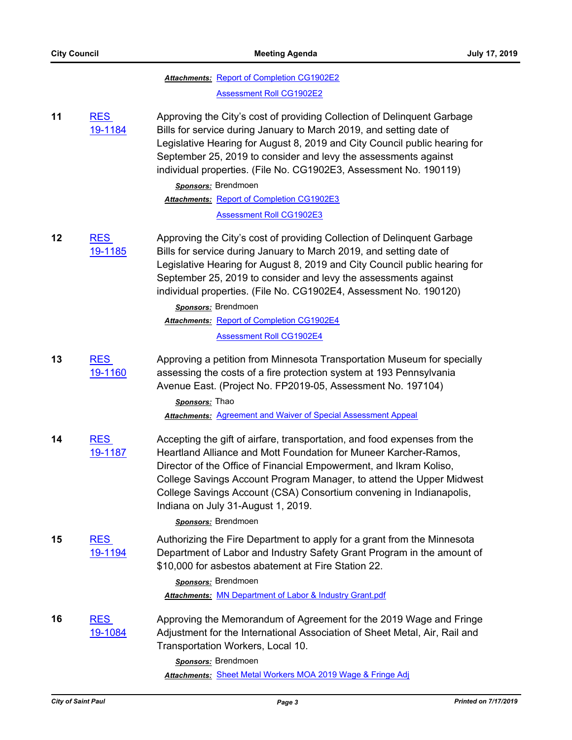***Attachments:*** Report of Completion CG1902E2

Assessment Roll CG1902E2

**11** RES 19-1184

Approving the City's cost of providing Collection of Delinquent Garbage Bills for service during January to March 2019, and setting date of Legislative Hearing for August 8, 2019 and City Council public hearing for September 25, 2019 to consider and levy the assessments against individual properties. (File No. CG1902E3, Assessment No. 190119)

***Sponsors:*** Brendmoen

***Attachments:*** Report of Completion CG1902E3

Assessment Roll CG1902E3

**12** RES 19-1185

Approving the City's cost of providing Collection of Delinquent Garbage Bills for service during January to March 2019, and setting date of Legislative Hearing for August 8, 2019 and City Council public hearing for September 25, 2019 to consider and levy the assessments against individual properties. (File No. CG1902E4, Assessment No. 190120)

***Sponsors:*** Brendmoen

***Attachments:*** Report of Completion CG1902E4

Assessment Roll CG1902E4

**13** RES 19-1160

Approving a petition from Minnesota Transportation Museum for specially assessing the costs of a fire protection system at 193 Pennsylvania Avenue East. (Project No. FP2019-05, Assessment No. 197104)

***Sponsors:*** Thao

***Attachments:*** Agreement and Waiver of Special Assessment Appeal

**14** RES 19-1187

Accepting the gift of airfare, transportation, and food expenses from the Heartland Alliance and Mott Foundation for Muneer Karcher-Ramos, Director of the Office of Financial Empowerment, and Ikram Koliso, College Savings Account Program Manager, to attend the Upper Midwest College Savings Account (CSA) Consortium convening in Indianapolis, Indiana on July 31-August 1, 2019.

***Sponsors:*** Brendmoen

**15** RES 19-1194

Authorizing the Fire Department to apply for a grant from the Minnesota Department of Labor and Industry Safety Grant Program in the amount of $10,000 for asbestos abatement at Fire Station 22.

***Sponsors:*** Brendmoen

***Attachments:*** MN Department of Labor & Industry Grant.pdf

**16** RES 19-1084

Approving the Memorandum of Agreement for the 2019 Wage and Fringe Adjustment for the International Association of Sheet Metal, Air, Rail and Transportation Workers, Local 10.

***Sponsors:*** Brendmoen

***Attachments:*** Sheet Metal Workers MOA 2019 Wage & Fringe Adj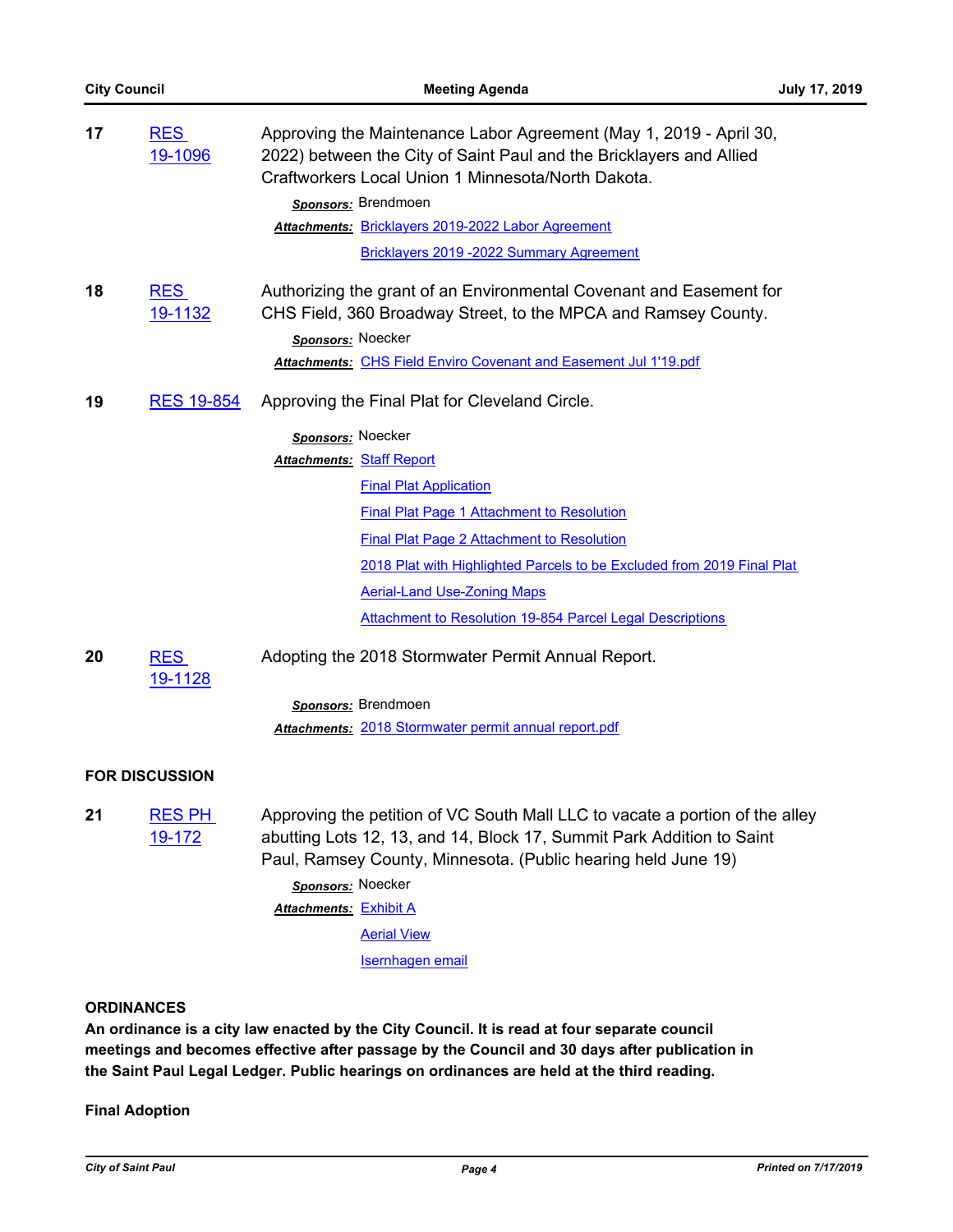**17** RES 19-1096 Approving the Maintenance Labor Agreement (May 1, 2019 - April 30, 2022) between the City of Saint Paul and the Bricklayers and Allied Craftworkers Local Union 1 Minnesota/North Dakota.

*Sponsors:* Brendmoen

*Attachments:* Bricklayers 2019-2022 Labor Agreement

Bricklayers 2019 -2022 Summary Agreement

**18** RES 19-1132 Authorizing the grant of an Environmental Covenant and Easement for CHS Field, 360 Broadway Street, to the MPCA and Ramsey County.

*Sponsors:* Noecker

*Attachments:* CHS Field Enviro Covenant and Easement Jul 1'19.pdf

**19** RES 19-854 Approving the Final Plat for Cleveland Circle.

*Sponsors:* Noecker

*Attachments:* Staff Report

Final Plat Application

Final Plat Page 1 Attachment to Resolution

Final Plat Page 2 Attachment to Resolution

2018 Plat with Highlighted Parcels to be Excluded from 2019 Final Plat

Aerial-Land Use-Zoning Maps

Attachment to Resolution 19-854 Parcel Legal Descriptions

**20** RES 19-1128 Adopting the 2018 Stormwater Permit Annual Report.

*Sponsors:* Brendmoen

*Attachments:* 2018 Stormwater permit annual report.pdf

## FOR DISCUSSION

**21** RES PH 19-172 Approving the petition of VC South Mall LLC to vacate a portion of the alley abutting Lots 12, 13, and 14, Block 17, Summit Park Addition to Saint Paul, Ramsey County, Minnesota. (Public hearing held June 19)

*Sponsors:* Noecker

*Attachments:* Exhibit A

Aerial View

Isernhagen email

## ORDINANCES

**An ordinance is a city law enacted by the City Council. It is read at four separate council meetings and becomes effective after passage by the Council and 30 days after publication in the Saint Paul Legal Ledger. Public hearings on ordinances are held at the third reading.**

### Final Adoption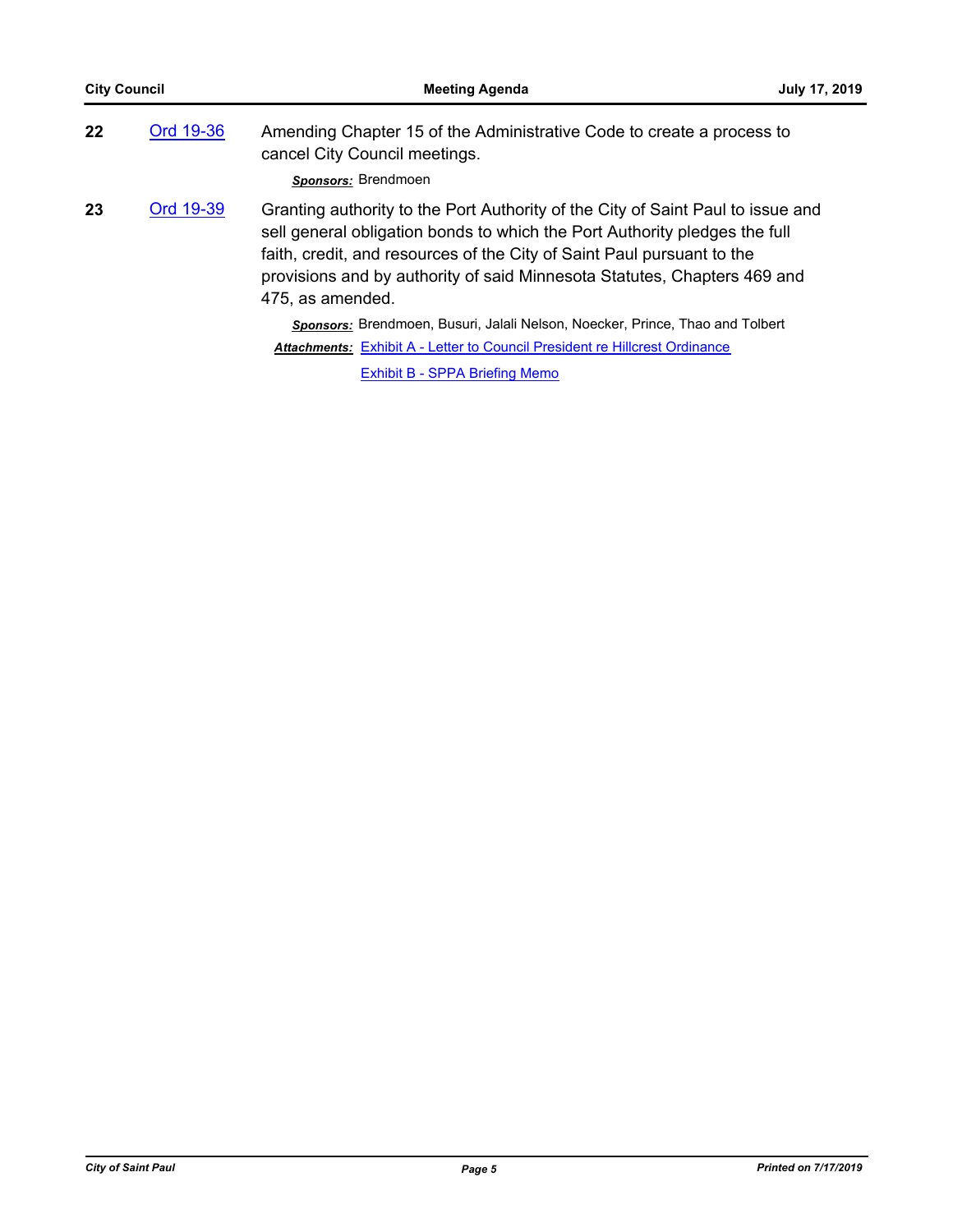**22** [Ord 19-36](#) Amending Chapter 15 of the Administrative Code to create a process to cancel City Council meetings.

***Sponsors:*** Brendmoen

**23** [Ord 19-39](#) Granting authority to the Port Authority of the City of Saint Paul to issue and sell general obligation bonds to which the Port Authority pledges the full faith, credit, and resources of the City of Saint Paul pursuant to the provisions and by authority of said Minnesota Statutes, Chapters 469 and 475, as amended.

***Sponsors:*** Brendmoen, Busuri, Jalali Nelson, Noecker, Prince, Thao and Tolbert

***Attachments:*** Exhibit A - Letter to Council President re Hillcrest Ordinance

Exhibit B - SPPA Briefing Memo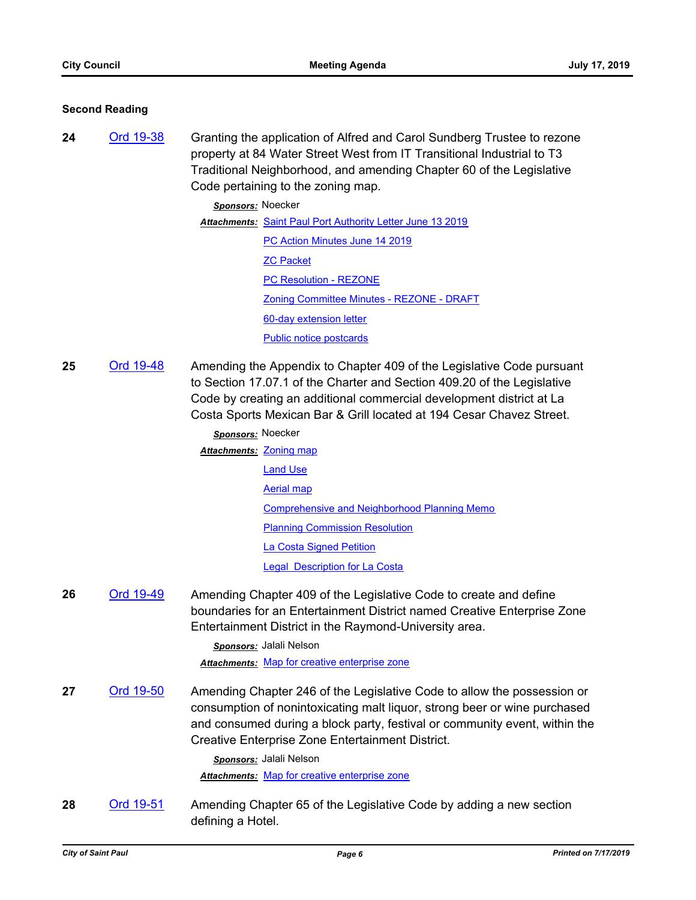## Second Reading

**24** Ord 19-38

Granting the application of Alfred and Carol Sundberg Trustee to rezone property at 84 Water Street West from IT Transitional Industrial to T3 Traditional Neighborhood, and amending Chapter 60 of the Legislative Code pertaining to the zoning map.

***Sponsors:*** Noecker

***Attachments:*** Saint Paul Port Authority Letter June 13 2019
PC Action Minutes June 14 2019
ZC Packet
PC Resolution - REZONE
Zoning Committee Minutes - REZONE - DRAFT
60-day extension letter
Public notice postcards

**25** Ord 19-48

Amending the Appendix to Chapter 409 of the Legislative Code pursuant to Section 17.07.1 of the Charter and Section 409.20 of the Legislative Code by creating an additional commercial development district at La Costa Sports Mexican Bar & Grill located at 194 Cesar Chavez Street.

***Sponsors:*** Noecker

***Attachments:*** Zoning map
Land Use
Aerial map
Comprehensive and Neighborhood Planning Memo
Planning Commission Resolution
La Costa Signed Petition
Legal Description for La Costa

**26** Ord 19-49

Amending Chapter 409 of the Legislative Code to create and define boundaries for an Entertainment District named Creative Enterprise Zone Entertainment District in the Raymond-University area.

***Sponsors:*** Jalali Nelson

***Attachments:*** Map for creative enterprise zone

**27** Ord 19-50

Amending Chapter 246 of the Legislative Code to allow the possession or consumption of nonintoxicating malt liquor, strong beer or wine purchased and consumed during a block party, festival or community event, within the Creative Enterprise Zone Entertainment District.

***Sponsors:*** Jalali Nelson

***Attachments:*** Map for creative enterprise zone

**28** Ord 19-51

Amending Chapter 65 of the Legislative Code by adding a new section defining a Hotel.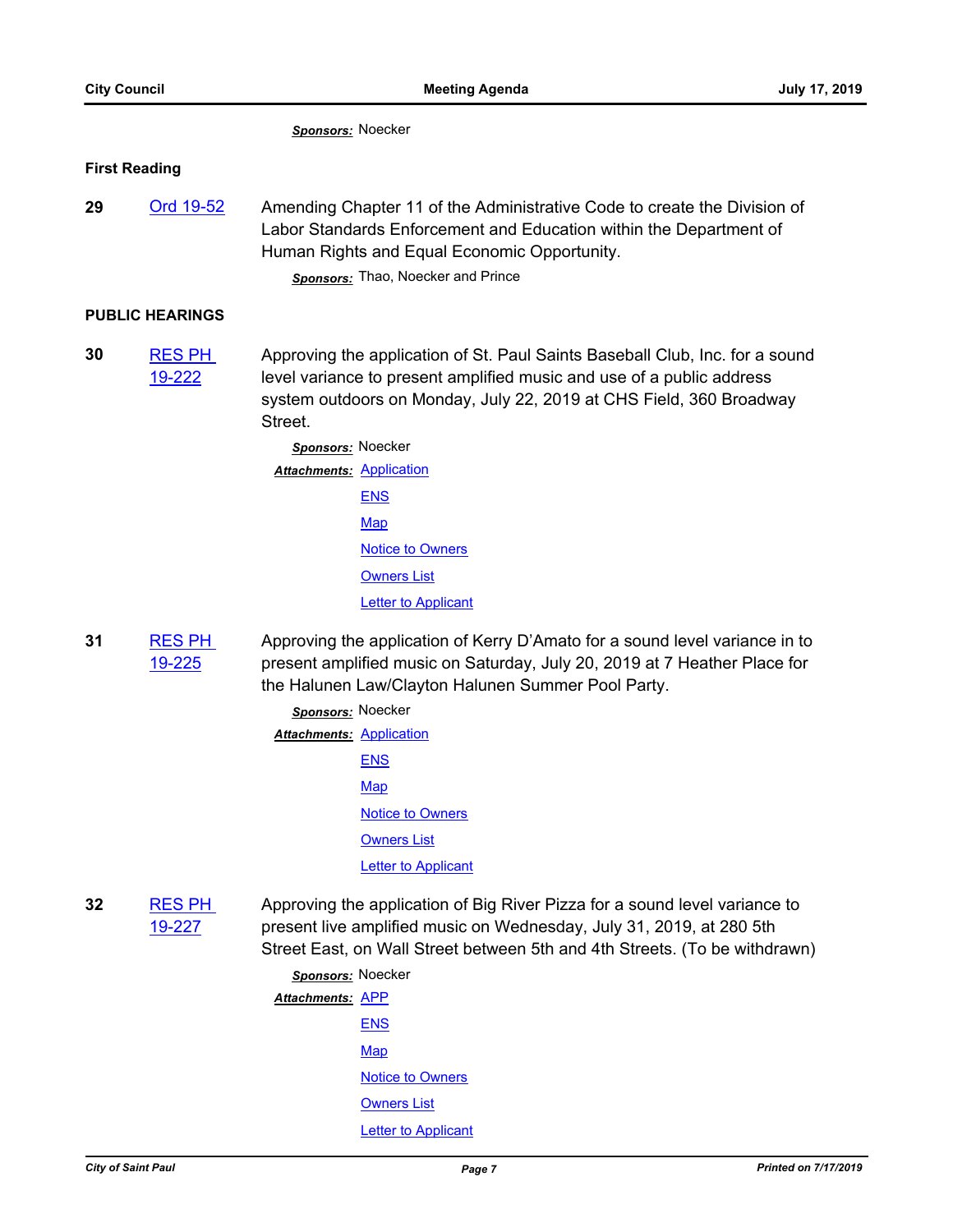***Sponsors:*** Noecker

## First Reading

**29** Ord 19-52

Amending Chapter 11 of the Administrative Code to create the Division of Labor Standards Enforcement and Education within the Department of Human Rights and Equal Economic Opportunity.

***Sponsors:*** Thao, Noecker and Prince

## PUBLIC HEARINGS

**30** RES PH 19-222

Approving the application of St. Paul Saints Baseball Club, Inc. for a sound level variance to present amplified music and use of a public address system outdoors on Monday, July 22, 2019 at CHS Field, 360 Broadway Street.

***Sponsors:*** Noecker

***Attachments:*** Application
ENS
Map
Notice to Owners
Owners List
Letter to Applicant

**31** RES PH 19-225

Approving the application of Kerry D'Amato for a sound level variance in to present amplified music on Saturday, July 20, 2019 at 7 Heather Place for the Halunen Law/Clayton Halunen Summer Pool Party.

***Sponsors:*** Noecker

***Attachments:*** Application
ENS
Map
Notice to Owners
Owners List
Letter to Applicant

**32** RES PH 19-227

Approving the application of Big River Pizza for a sound level variance to present live amplified music on Wednesday, July 31, 2019, at 280 5th Street East, on Wall Street between 5th and 4th Streets. (To be withdrawn)

***Sponsors:*** Noecker

***Attachments:*** APP
ENS
Map
Notice to Owners
Owners List
Letter to Applicant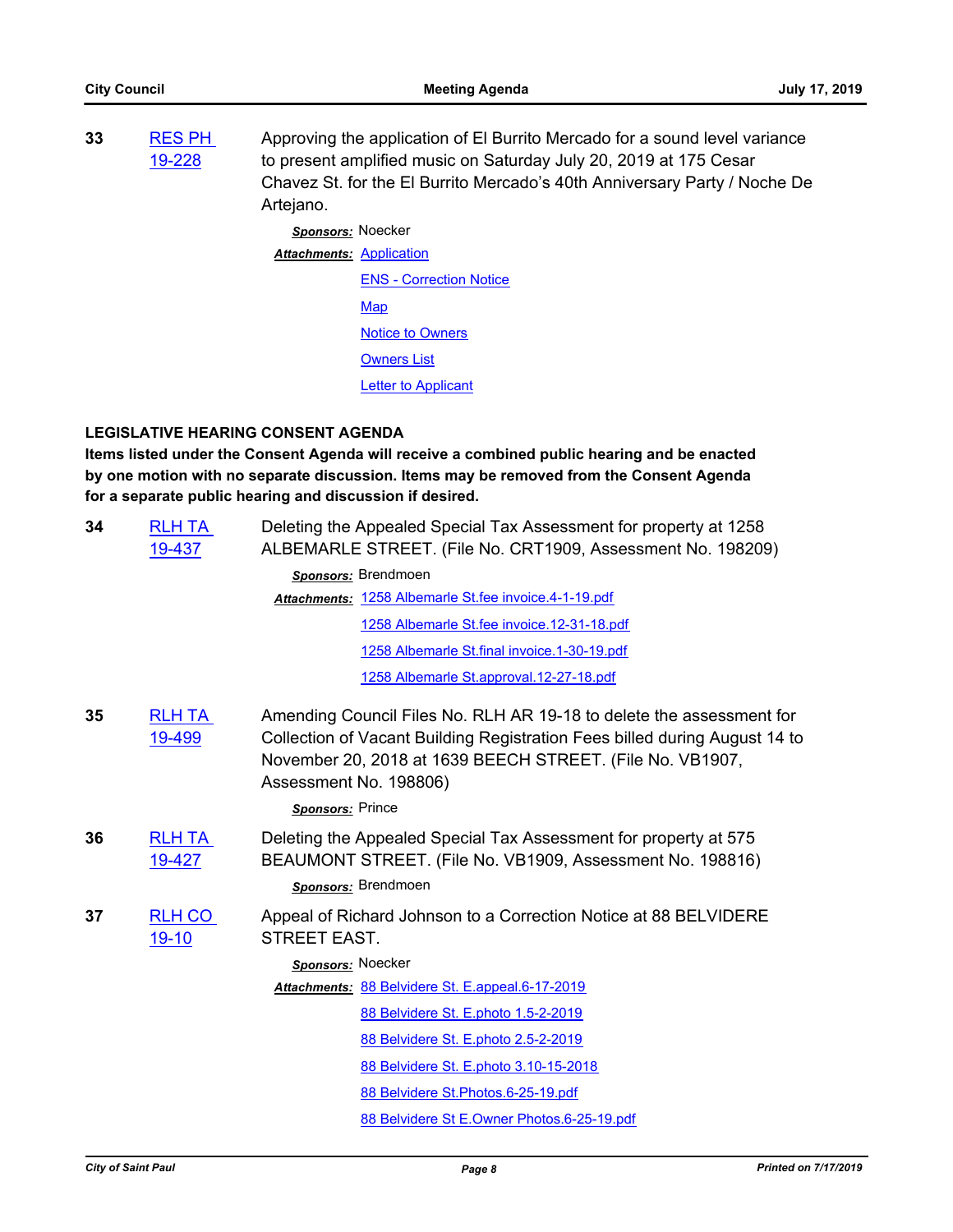**33** RES PH 19-228

Approving the application of El Burrito Mercado for a sound level variance to present amplified music on Saturday July 20, 2019 at 175 Cesar Chavez St. for the El Burrito Mercado's 40th Anniversary Party / Noche De Artejano.

*Sponsors:* Noecker

*Attachments:* Application
ENS - Correction Notice
Map
Notice to Owners
Owners List
Letter to Applicant

## LEGISLATIVE HEARING CONSENT AGENDA

**Items listed under the Consent Agenda will receive a combined public hearing and be enacted by one motion with no separate discussion. Items may be removed from the Consent Agenda for a separate public hearing and discussion if desired.**

**34** RLH TA 19-437

Deleting the Appealed Special Tax Assessment for property at 1258 ALBEMARLE STREET. (File No. CRT1909, Assessment No. 198209)

*Sponsors:* Brendmoen

*Attachments:* 1258 Albemarle St.fee invoice.4-1-19.pdf
1258 Albemarle St.fee invoice.12-31-18.pdf
1258 Albemarle St.final invoice.1-30-19.pdf
1258 Albemarle St.approval.12-27-18.pdf

**35** RLH TA 19-499

Amending Council Files No. RLH AR 19-18 to delete the assessment for Collection of Vacant Building Registration Fees billed during August 14 to November 20, 2018 at 1639 BEECH STREET. (File No. VB1907, Assessment No. 198806)

*Sponsors:* Prince

**36** RLH TA 19-427

Deleting the Appealed Special Tax Assessment for property at 575 BEAUMONT STREET. (File No. VB1909, Assessment No. 198816)

*Sponsors:* Brendmoen

**37** RLH CO 19-10

Appeal of Richard Johnson to a Correction Notice at 88 BELVIDERE STREET EAST.

*Sponsors:* Noecker

*Attachments:* 88 Belvidere St. E.appeal.6-17-2019
88 Belvidere St. E.photo 1.5-2-2019
88 Belvidere St. E.photo 2.5-2-2019
88 Belvidere St. E.photo 3.10-15-2018
88 Belvidere St.Photos.6-25-19.pdf
88 Belvidere St E.Owner Photos.6-25-19.pdf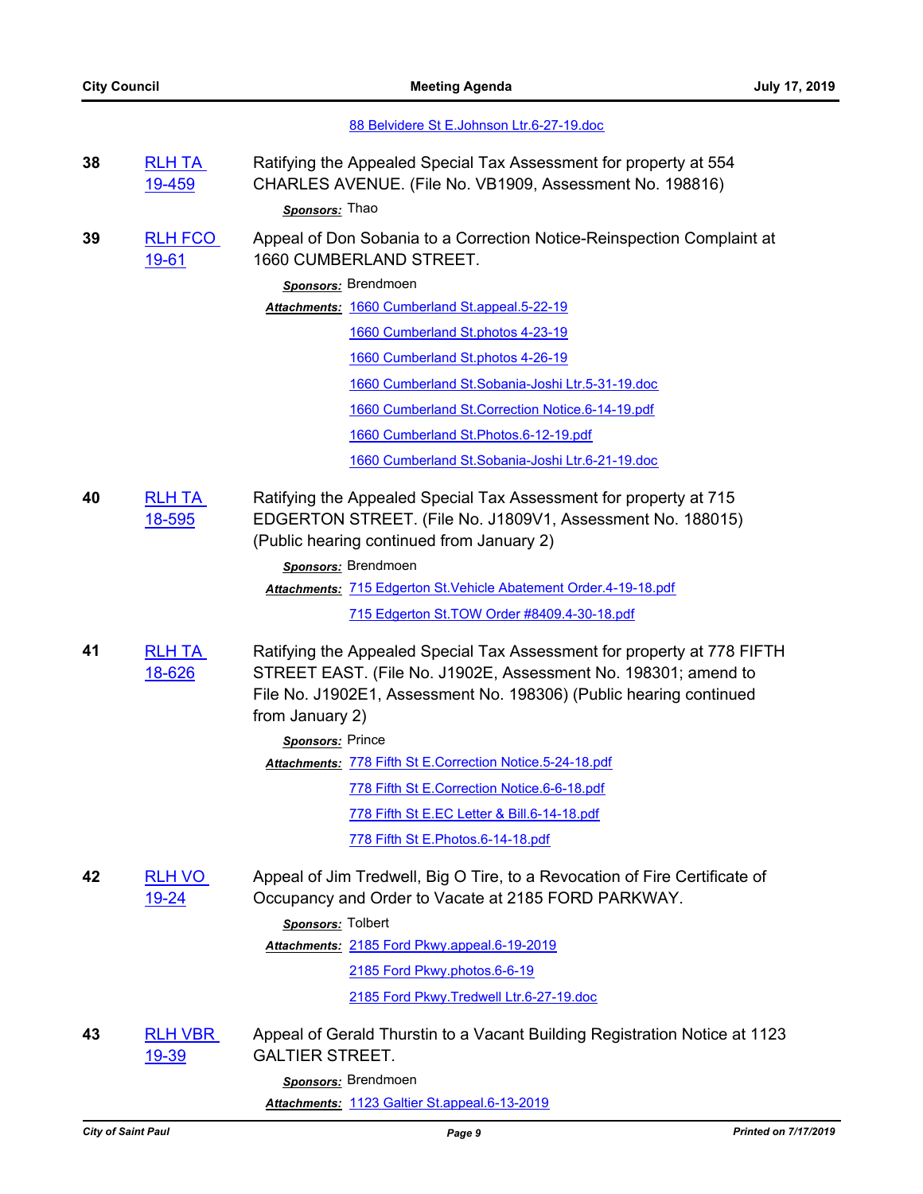88 Belvidere St E.Johnson Ltr.6-27-19.doc

**38** RLH TA 19-459

Ratifying the Appealed Special Tax Assessment for property at 554 CHARLES AVENUE. (File No. VB1909, Assessment No. 198816)

*Sponsors:* Thao

**39** RLH FCO 19-61

Appeal of Don Sobania to a Correction Notice-Reinspection Complaint at 1660 CUMBERLAND STREET.

*Sponsors:* Brendmoen

*Attachments:*
- 1660 Cumberland St.appeal.5-22-19
- 1660 Cumberland St.photos 4-23-19
- 1660 Cumberland St.photos 4-26-19
- 1660 Cumberland St.Sobania-Joshi Ltr.5-31-19.doc
- 1660 Cumberland St.Correction Notice.6-14-19.pdf
- 1660 Cumberland St.Photos.6-12-19.pdf
- 1660 Cumberland St.Sobania-Joshi Ltr.6-21-19.doc

**40** RLH TA 18-595

Ratifying the Appealed Special Tax Assessment for property at 715 EDGERTON STREET. (File No. J1809V1, Assessment No. 188015) (Public hearing continued from January 2)

*Sponsors:* Brendmoen

*Attachments:*
- 715 Edgerton St.Vehicle Abatement Order.4-19-18.pdf
- 715 Edgerton St.TOW Order #8409.4-30-18.pdf

**41** RLH TA 18-626

Ratifying the Appealed Special Tax Assessment for property at 778 FIFTH STREET EAST. (File No. J1902E, Assessment No. 198301; amend to File No. J1902E1, Assessment No. 198306) (Public hearing continued from January 2)

*Sponsors:* Prince

*Attachments:*
- 778 Fifth St E.Correction Notice.5-24-18.pdf
- 778 Fifth St E.Correction Notice.6-6-18.pdf
- 778 Fifth St E.EC Letter & Bill.6-14-18.pdf
- 778 Fifth St E.Photos.6-14-18.pdf

**42** RLH VO 19-24

Appeal of Jim Tredwell, Big O Tire, to a Revocation of Fire Certificate of Occupancy and Order to Vacate at 2185 FORD PARKWAY.

*Sponsors:* Tolbert

*Attachments:*
- 2185 Ford Pkwy.appeal.6-19-2019
- 2185 Ford Pkwy.photos.6-6-19
- 2185 Ford Pkwy.Tredwell Ltr.6-27-19.doc

**43** RLH VBR 19-39

Appeal of Gerald Thurstin to a Vacant Building Registration Notice at 1123 GALTIER STREET.

*Sponsors:* Brendmoen

*Attachments:*
- 1123 Galtier St.appeal.6-13-2019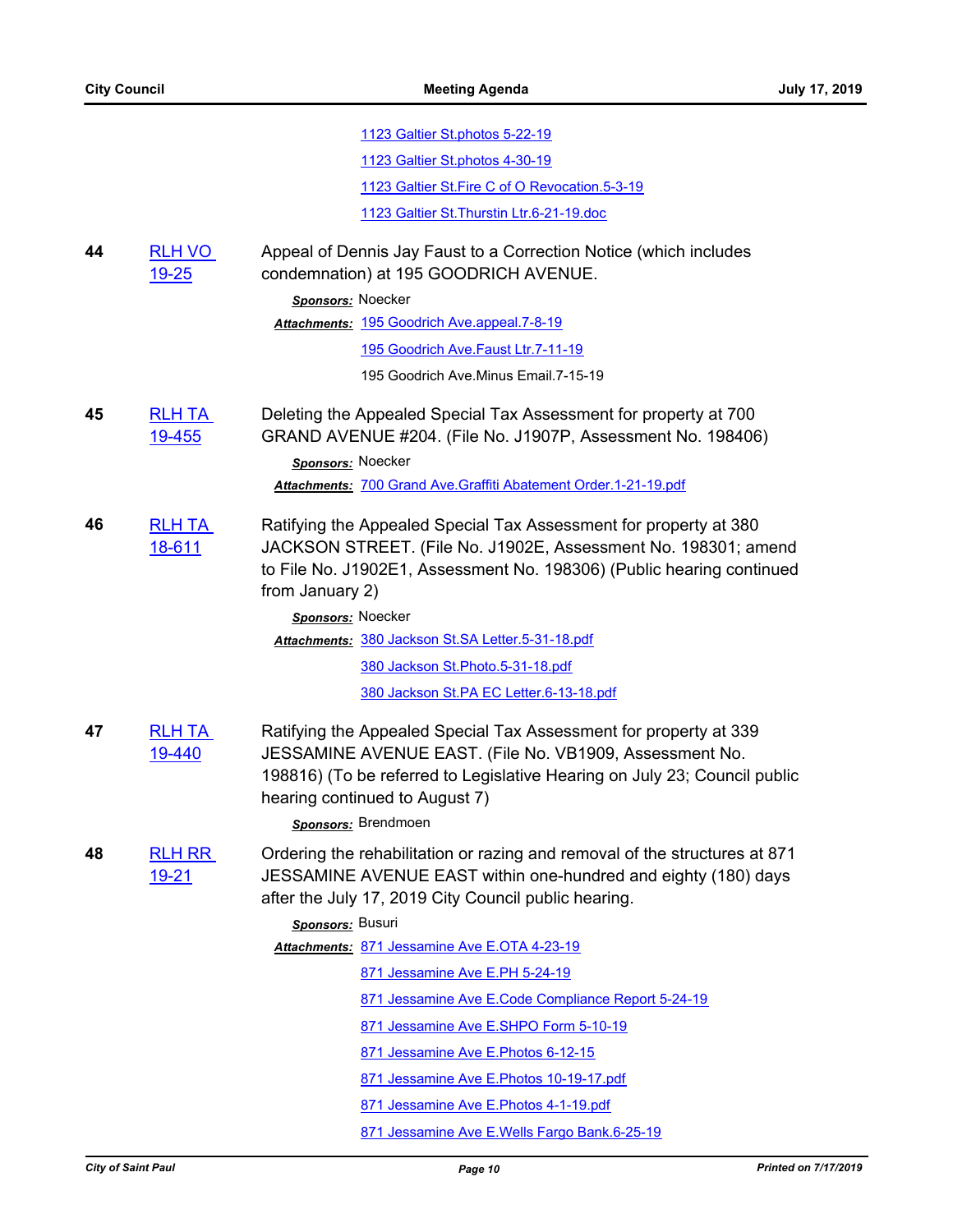1123 Galtier St.photos 5-22-19

1123 Galtier St.photos 4-30-19

1123 Galtier St.Fire C of O Revocation.5-3-19

1123 Galtier St.Thurstin Ltr.6-21-19.doc

**44** RLH VO 19-25

Appeal of Dennis Jay Faust to a Correction Notice (which includes condemnation) at 195 GOODRICH AVENUE.

***Sponsors:*** Noecker

***Attachments:*** 195 Goodrich Ave.appeal.7-8-19

195 Goodrich Ave.Faust Ltr.7-11-19

195 Goodrich Ave.Minus Email.7-15-19

**45** RLH TA 19-455

Deleting the Appealed Special Tax Assessment for property at 700 GRAND AVENUE #204. (File No. J1907P, Assessment No. 198406)

***Sponsors:*** Noecker

***Attachments:*** 700 Grand Ave.Graffiti Abatement Order.1-21-19.pdf

**46** RLH TA 18-611

Ratifying the Appealed Special Tax Assessment for property at 380 JACKSON STREET. (File No. J1902E, Assessment No. 198301; amend to File No. J1902E1, Assessment No. 198306) (Public hearing continued from January 2)

***Sponsors:*** Noecker

***Attachments:*** 380 Jackson St.SA Letter.5-31-18.pdf

380 Jackson St.Photo.5-31-18.pdf

380 Jackson St.PA EC Letter.6-13-18.pdf

**47** RLH TA 19-440

Ratifying the Appealed Special Tax Assessment for property at 339 JESSAMINE AVENUE EAST. (File No. VB1909, Assessment No. 198816) (To be referred to Legislative Hearing on July 23; Council public hearing continued to August 7)

***Sponsors:*** Brendmoen

**48** RLH RR 19-21

Ordering the rehabilitation or razing and removal of the structures at 871 JESSAMINE AVENUE EAST within one-hundred and eighty (180) days after the July 17, 2019 City Council public hearing.

***Sponsors:*** Busuri

***Attachments:*** 871 Jessamine Ave E.OTA 4-23-19

871 Jessamine Ave E.PH 5-24-19

871 Jessamine Ave E.Code Compliance Report 5-24-19

871 Jessamine Ave E.SHPO Form 5-10-19

871 Jessamine Ave E.Photos 6-12-15

871 Jessamine Ave E.Photos 10-19-17.pdf

871 Jessamine Ave E.Photos 4-1-19.pdf

871 Jessamine Ave E.Wells Fargo Bank.6-25-19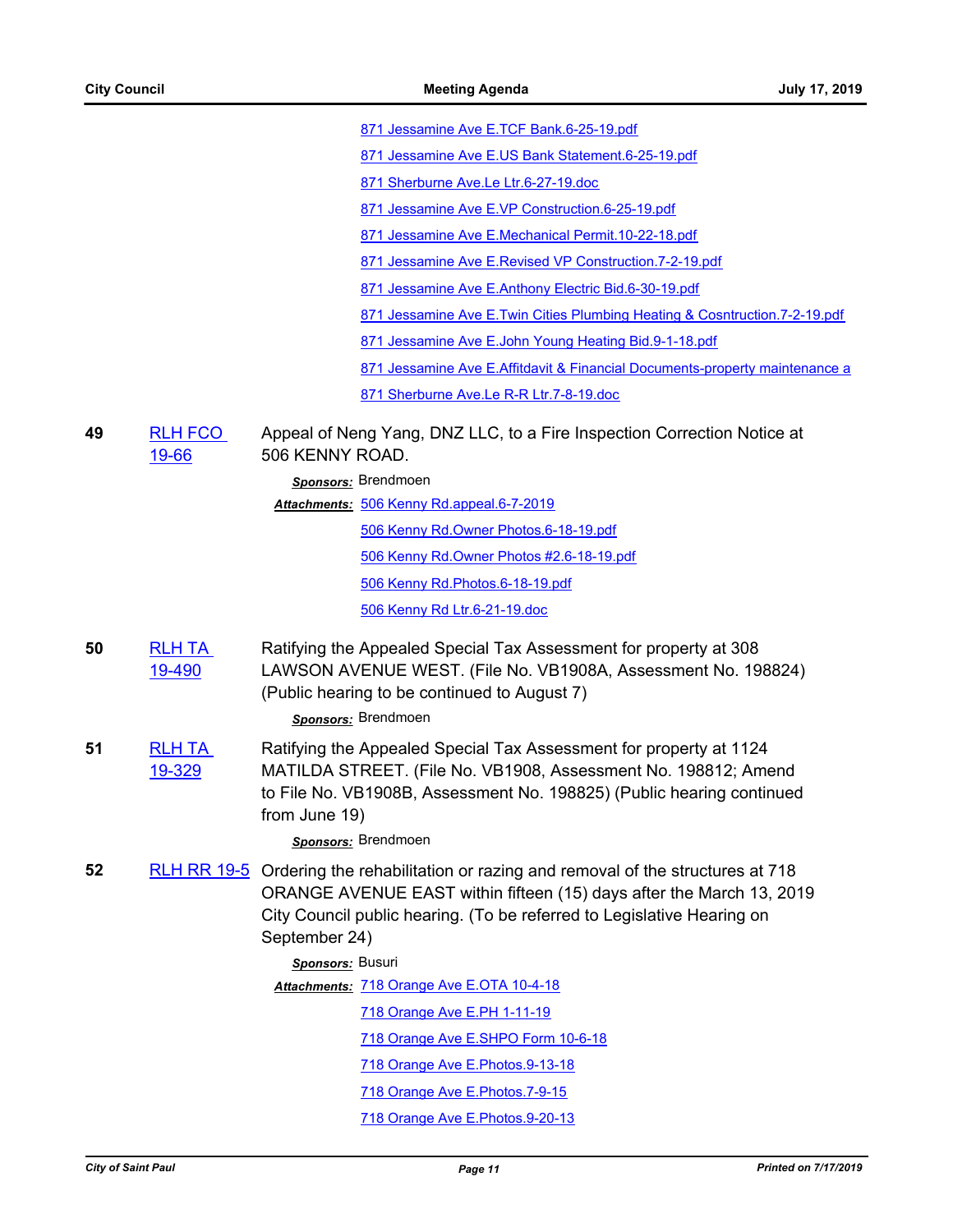871 Jessamine Ave E.TCF Bank.6-25-19.pdf

871 Jessamine Ave E.US Bank Statement.6-25-19.pdf

871 Sherburne Ave.Le Ltr.6-27-19.doc

871 Jessamine Ave E.VP Construction.6-25-19.pdf

871 Jessamine Ave E.Mechanical Permit.10-22-18.pdf

871 Jessamine Ave E.Revised VP Construction.7-2-19.pdf

871 Jessamine Ave E.Anthony Electric Bid.6-30-19.pdf

871 Jessamine Ave E.Twin Cities Plumbing Heating & Cosntruction.7-2-19.pdf

871 Jessamine Ave E.John Young Heating Bid.9-1-18.pdf

871 Jessamine Ave E.Affitdavit & Financial Documents-property maintenance a

871 Sherburne Ave.Le R-R Ltr.7-8-19.doc

**49** **RLH FCO 19-66** Appeal of Neng Yang, DNZ LLC, to a Fire Inspection Correction Notice at 506 KENNY ROAD.

***Sponsors:*** Brendmoen

***Attachments:*** 506 Kenny Rd.appeal.6-7-2019

506 Kenny Rd.Owner Photos.6-18-19.pdf

506 Kenny Rd.Owner Photos #2.6-18-19.pdf

506 Kenny Rd.Photos.6-18-19.pdf

506 Kenny Rd Ltr.6-21-19.doc

**50** **RLH TA 19-490** Ratifying the Appealed Special Tax Assessment for property at 308 LAWSON AVENUE WEST. (File No. VB1908A, Assessment No. 198824) (Public hearing to be continued to August 7)

***Sponsors:*** Brendmoen

**51** **RLH TA 19-329** Ratifying the Appealed Special Tax Assessment for property at 1124 MATILDA STREET. (File No. VB1908, Assessment No. 198812; Amend to File No. VB1908B, Assessment No. 198825) (Public hearing continued from June 19)

***Sponsors:*** Brendmoen

**52** **RLH RR 19-5** Ordering the rehabilitation or razing and removal of the structures at 718 ORANGE AVENUE EAST within fifteen (15) days after the March 13, 2019 City Council public hearing. (To be referred to Legislative Hearing on September 24)

***Sponsors:*** Busuri

***Attachments:*** 718 Orange Ave E.OTA 10-4-18

718 Orange Ave E.PH 1-11-19

718 Orange Ave E.SHPO Form 10-6-18

718 Orange Ave E.Photos.9-13-18

718 Orange Ave E.Photos.7-9-15

718 Orange Ave E.Photos.9-20-13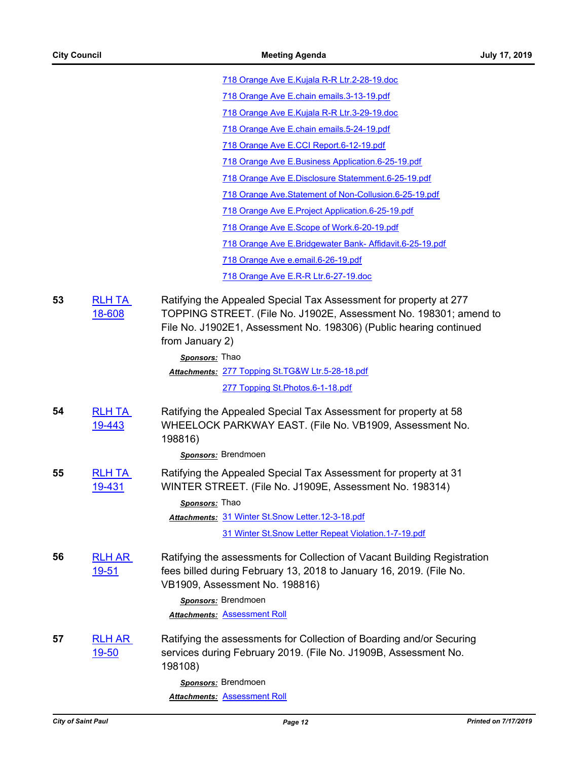718 Orange Ave E.Kujala R-R Ltr.2-28-19.doc

718 Orange Ave E.chain emails.3-13-19.pdf

718 Orange Ave E.Kujala R-R Ltr.3-29-19.doc

718 Orange Ave E.chain emails.5-24-19.pdf

718 Orange Ave E.CCI Report.6-12-19.pdf

718 Orange Ave E.Business Application.6-25-19.pdf

718 Orange Ave E.Disclosure Statemment.6-25-19.pdf

718 Orange Ave.Statement of Non-Collusion.6-25-19.pdf

718 Orange Ave E.Project Application.6-25-19.pdf

718 Orange Ave E.Scope of Work.6-20-19.pdf

718 Orange Ave E.Bridgewater Bank- Affidavit.6-25-19.pdf

718 Orange Ave e.email.6-26-19.pdf

718 Orange Ave E.R-R Ltr.6-27-19.doc

**53** RLH TA 18-608

Ratifying the Appealed Special Tax Assessment for property at 277 TOPPING STREET. (File No. J1902E, Assessment No. 198301; amend to File No. J1902E1, Assessment No. 198306) (Public hearing continued from January 2)

***Sponsors:*** Thao

***Attachments:*** 277 Topping St.TG&W Ltr.5-28-18.pdf

277 Topping St.Photos.6-1-18.pdf

**54** RLH TA 19-443

Ratifying the Appealed Special Tax Assessment for property at 58 WHEELOCK PARKWAY EAST. (File No. VB1909, Assessment No. 198816)

***Sponsors:*** Brendmoen

**55** RLH TA 19-431

Ratifying the Appealed Special Tax Assessment for property at 31 WINTER STREET. (File No. J1909E, Assessment No. 198314)

***Sponsors:*** Thao

***Attachments:*** 31 Winter St.Snow Letter.12-3-18.pdf

31 Winter St.Snow Letter Repeat Violation.1-7-19.pdf

**56** RLH AR 19-51

Ratifying the assessments for Collection of Vacant Building Registration fees billed during February 13, 2018 to January 16, 2019. (File No. VB1909, Assessment No. 198816)

***Sponsors:*** Brendmoen

***Attachments:*** Assessment Roll

**57** RLH AR 19-50

Ratifying the assessments for Collection of Boarding and/or Securing services during February 2019. (File No. J1909B, Assessment No. 198108)

***Sponsors:*** Brendmoen

***Attachments:*** Assessment Roll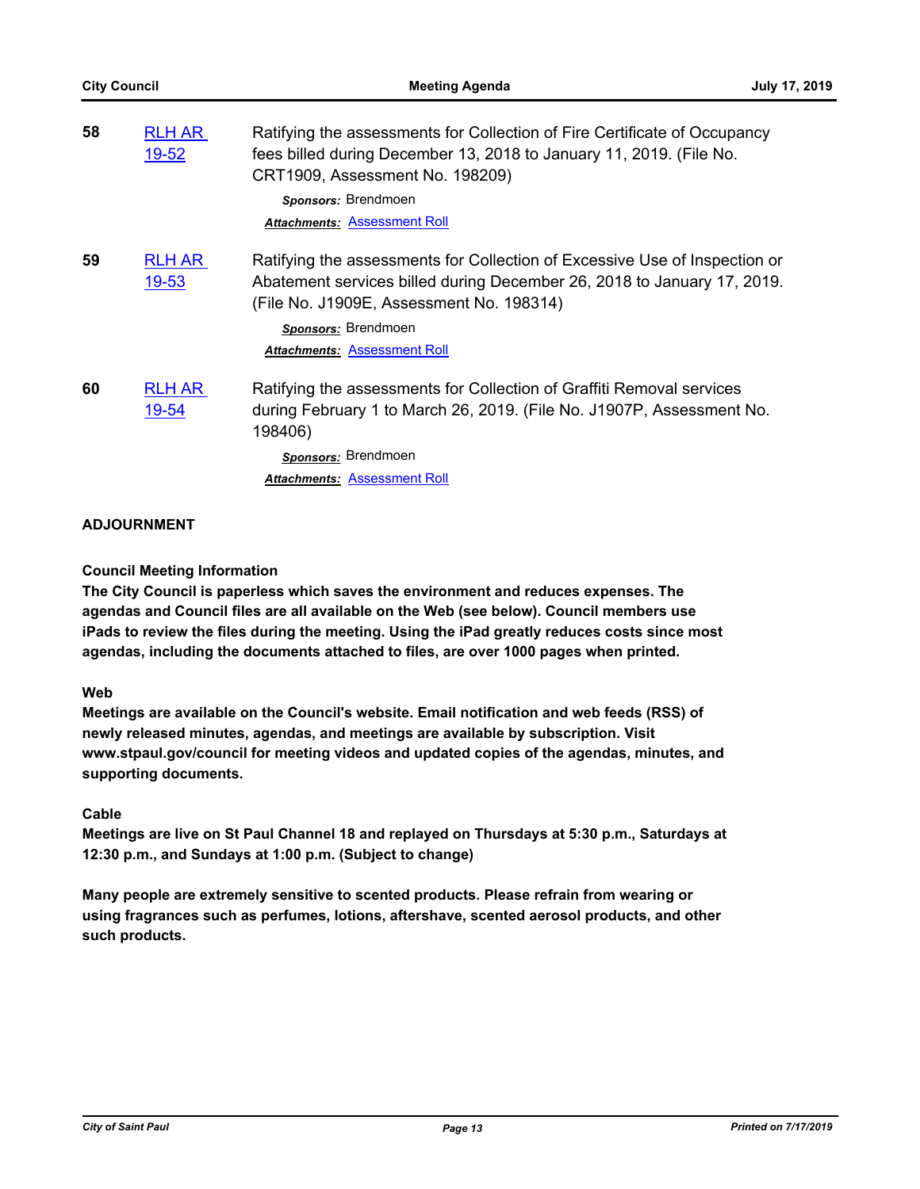**58** RLH AR 19-52

Ratifying the assessments for Collection of Fire Certificate of Occupancy fees billed during December 13, 2018 to January 11, 2019. (File No. CRT1909, Assessment No. 198209)

***Sponsors:*** Brendmoen

***Attachments:*** Assessment Roll

**59** RLH AR 19-53

Ratifying the assessments for Collection of Excessive Use of Inspection or Abatement services billed during December 26, 2018 to January 17, 2019. (File No. J1909E, Assessment No. 198314)

***Sponsors:*** Brendmoen

***Attachments:*** Assessment Roll

**60** RLH AR 19-54

Ratifying the assessments for Collection of Graffiti Removal services during February 1 to March 26, 2019. (File No. J1907P, Assessment No. 198406)

***Sponsors:*** Brendmoen

***Attachments:*** Assessment Roll

## ADJOURNMENT

**Council Meeting Information**

**The City Council is paperless which saves the environment and reduces expenses. The agendas and Council files are all available on the Web (see below). Council members use iPads to review the files during the meeting. Using the iPad greatly reduces costs since most agendas, including the documents attached to files, are over 1000 pages when printed.**

**Web**

**Meetings are available on the Council's website. Email notification and web feeds (RSS) of newly released minutes, agendas, and meetings are available by subscription. Visit www.stpaul.gov/council for meeting videos and updated copies of the agendas, minutes, and supporting documents.**

**Cable**

**Meetings are live on St Paul Channel 18 and replayed on Thursdays at 5:30 p.m., Saturdays at 12:30 p.m., and Sundays at 1:00 p.m. (Subject to change)**

**Many people are extremely sensitive to scented products. Please refrain from wearing or using fragrances such as perfumes, lotions, aftershave, scented aerosol products, and other such products.**